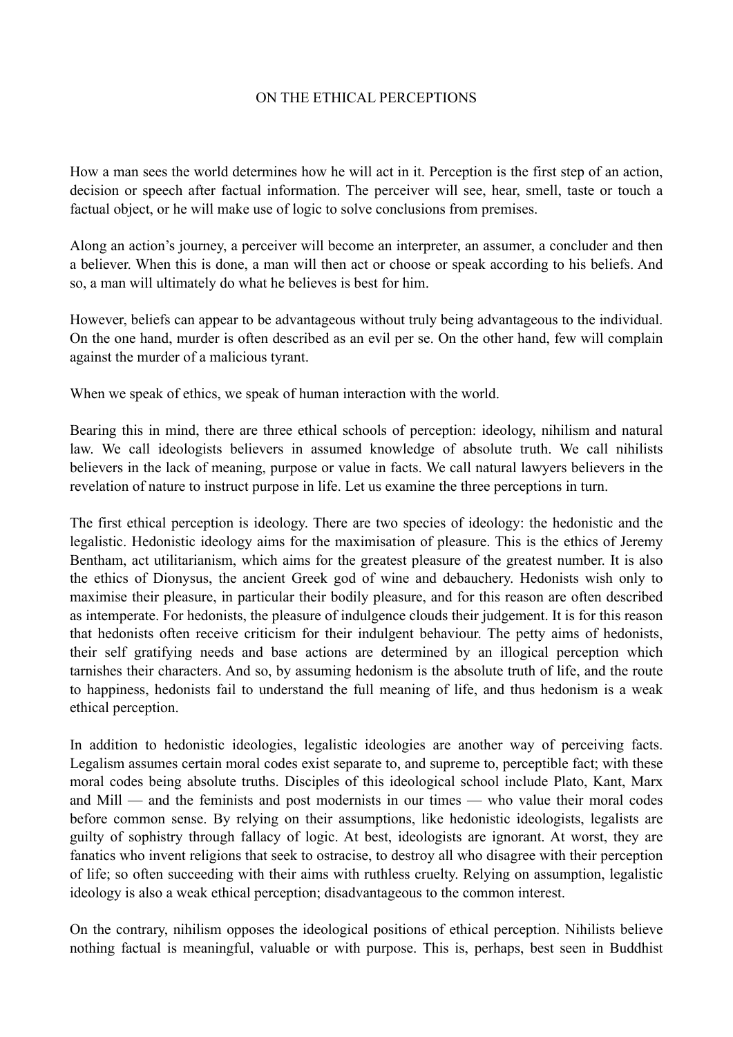# ON THE ETHICAL PERCEPTIONS

How a man sees the world determines how he will act in it. Perception is the first step of an action, decision or speech after factual information. The perceiver will see, hear, smell, taste or touch a factual object, or he will make use of logic to solve conclusions from premises.

Along an action's journey, a perceiver will become an interpreter, an assumer, a concluder and then a believer. When this is done, a man will then act or choose or speak according to his beliefs. And so, a man will ultimately do what he believes is best for him.

However, beliefs can appear to be advantageous without truly being advantageous to the individual. On the one hand, murder is often described as an evil per se. On the other hand, few will complain against the murder of a malicious tyrant.

When we speak of ethics, we speak of human interaction with the world.

Bearing this in mind, there are three ethical schools of perception: ideology, nihilism and natural law. We call ideologists believers in assumed knowledge of absolute truth. We call nihilists believers in the lack of meaning, purpose or value in facts. We call natural lawyers believers in the revelation of nature to instruct purpose in life. Let us examine the three perceptions in turn.

The first ethical perception is ideology. There are two species of ideology: the hedonistic and the legalistic. Hedonistic ideology aims for the maximisation of pleasure. This is the ethics of Jeremy Bentham, act utilitarianism, which aims for the greatest pleasure of the greatest number. It is also the ethics of Dionysus, the ancient Greek god of wine and debauchery. Hedonists wish only to maximise their pleasure, in particular their bodily pleasure, and for this reason are often described as intemperate. For hedonists, the pleasure of indulgence clouds their judgement. It is for this reason that hedonists often receive criticism for their indulgent behaviour. The petty aims of hedonists, their self gratifying needs and base actions are determined by an illogical perception which tarnishes their characters. And so, by assuming hedonism is the absolute truth of life, and the route to happiness, hedonists fail to understand the full meaning of life, and thus hedonism is a weak ethical perception.

In addition to hedonistic ideologies, legalistic ideologies are another way of perceiving facts. Legalism assumes certain moral codes exist separate to, and supreme to, perceptible fact; with these moral codes being absolute truths. Disciples of this ideological school include Plato, Kant, Marx and Mill — and the feminists and post modernists in our times — who value their moral codes before common sense. By relying on their assumptions, like hedonistic ideologists, legalists are guilty of sophistry through fallacy of logic. At best, ideologists are ignorant. At worst, they are fanatics who invent religions that seek to ostracise, to destroy all who disagree with their perception of life; so often succeeding with their aims with ruthless cruelty. Relying on assumption, legalistic ideology is also a weak ethical perception; disadvantageous to the common interest.

On the contrary, nihilism opposes the ideological positions of ethical perception. Nihilists believe nothing factual is meaningful, valuable or with purpose. This is, perhaps, best seen in Buddhist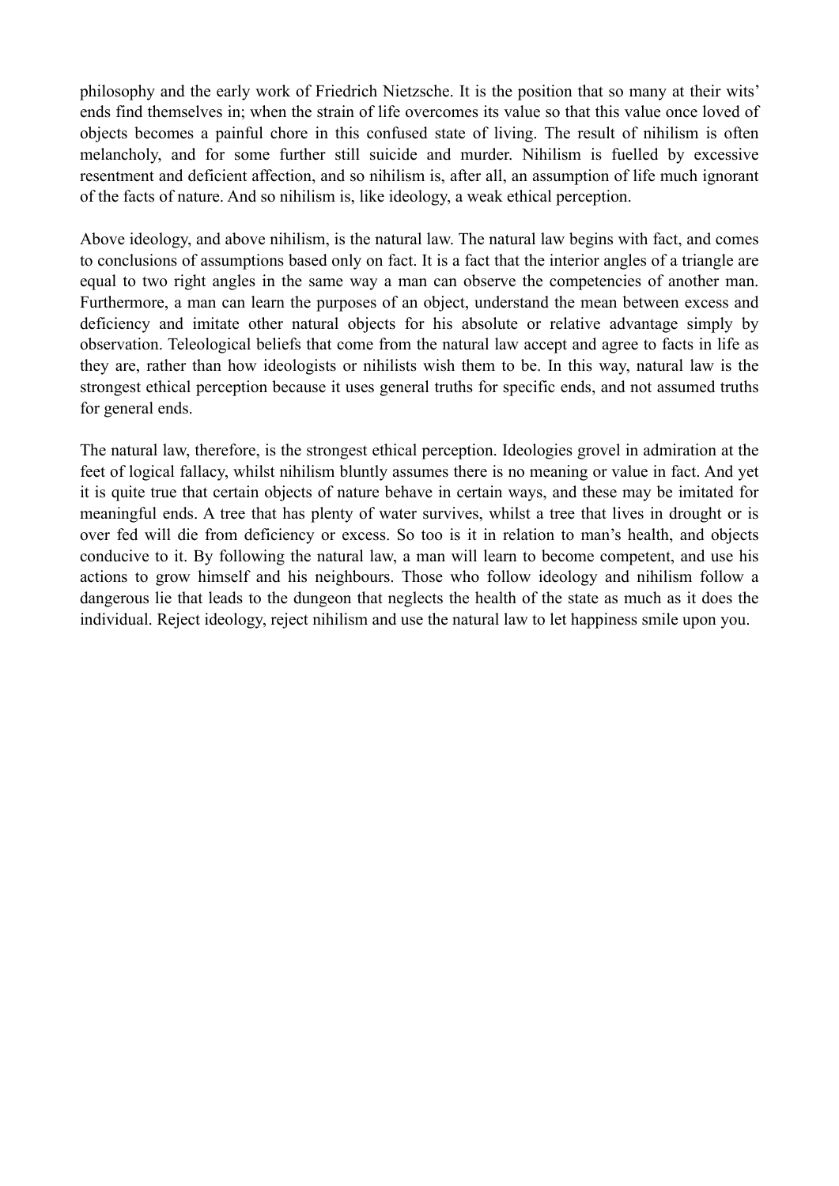philosophy and the early work of Friedrich Nietzsche. It is the position that so many at their wits' ends find themselves in; when the strain of life overcomes its value so that this value once loved of objects becomes a painful chore in this confused state of living. The result of nihilism is often melancholy, and for some further still suicide and murder. Nihilism is fuelled by excessive resentment and deficient affection, and so nihilism is, after all, an assumption of life much ignorant of the facts of nature. And so nihilism is, like ideology, a weak ethical perception.

Above ideology, and above nihilism, is the natural law. The natural law begins with fact, and comes to conclusions of assumptions based only on fact. It is a fact that the interior angles of a triangle are equal to two right angles in the same way a man can observe the competencies of another man. Furthermore, a man can learn the purposes of an object, understand the mean between excess and deficiency and imitate other natural objects for his absolute or relative advantage simply by observation. Teleological beliefs that come from the natural law accept and agree to facts in life as they are, rather than how ideologists or nihilists wish them to be. In this way, natural law is the strongest ethical perception because it uses general truths for specific ends, and not assumed truths for general ends.

The natural law, therefore, is the strongest ethical perception. Ideologies grovel in admiration at the feet of logical fallacy, whilst nihilism bluntly assumes there is no meaning or value in fact. And yet it is quite true that certain objects of nature behave in certain ways, and these may be imitated for meaningful ends. A tree that has plenty of water survives, whilst a tree that lives in drought or is over fed will die from deficiency or excess. So too is it in relation to man's health, and objects conducive to it. By following the natural law, a man will learn to become competent, and use his actions to grow himself and his neighbours. Those who follow ideology and nihilism follow a dangerous lie that leads to the dungeon that neglects the health of the state as much as it does the individual. Reject ideology, reject nihilism and use the natural law to let happiness smile upon you.